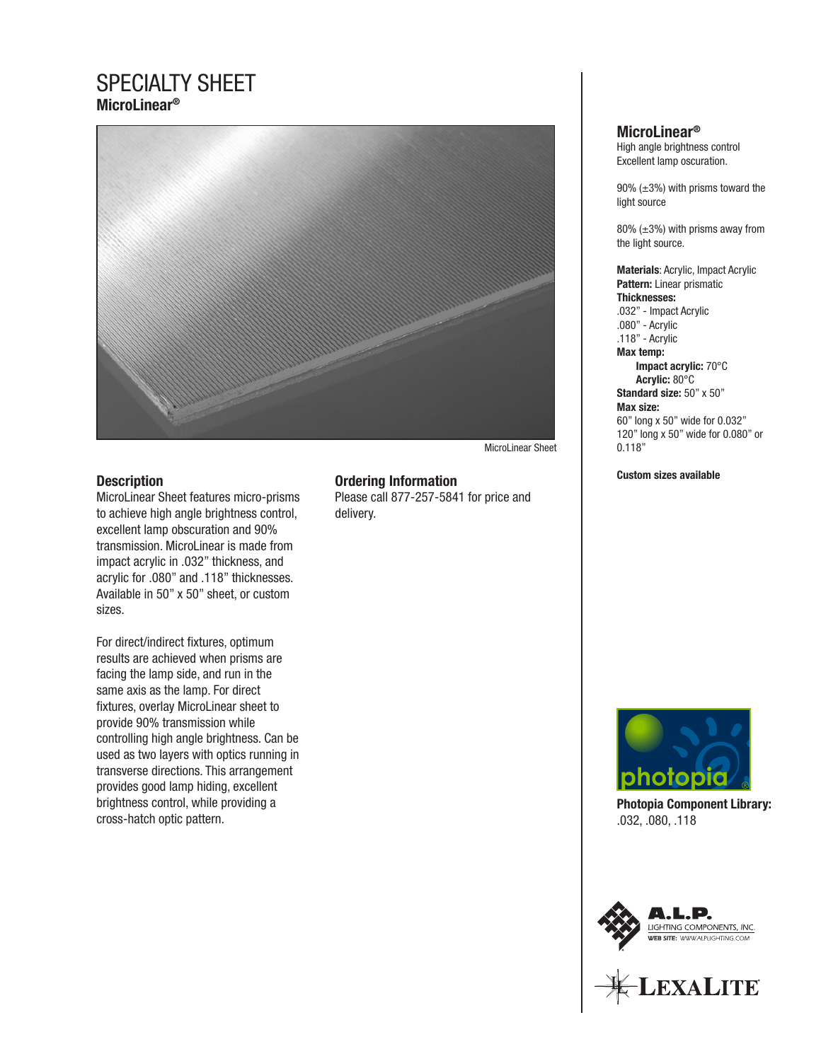# SPECIALTY SHEET

**MicroLinear®**

MicroLinear Sheet

## Description

MicroLinear Sheet features micro-prisms to achieve high angle brightness control, excellent lamp obscuration and 90% transmission. MicroLinear is made from impact acrylic in .032" thickness, and acrylic for .080" and .118" thicknesses. Available in 50" x 50" sheet, or custom sizes.

For direct/indirect fixtures, optimum results are achieved when prisms are facing the lamp side, and run in the same axis as the lamp. For direct fixtures, overlay MicroLinear sheet to provide 90% transmission while controlling high angle brightness. Can be used as two layers with optics running in transverse directions. This arrangement provides good lamp hiding, excellent brightness control, while providing a cross-hatch optic pattern.

## Ordering Information

Please call 877-257-5841 for price and delivery.

## MicroLinear®

High angle brightness control
Excellent lamp oscuration.

90% (±3%) with prisms toward the light source

80% (±3%) with prisms away from the light source.

**Materials**: Acrylic, Impact Acrylic
**Pattern:** Linear prismatic
**Thicknesses:**
.032" - Impact Acrylic
.080" - Acrylic
.118" - Acrylic
**Max temp:**
- **Impact acrylic:** 70°C
- **Acrylic:** 80°C

**Standard size:** 50" x 50"
**Max size:**
60" long x 50" wide for 0.032"
120" long x 50" wide for 0.080" or 0.118"

**Custom sizes available**

**Photopia Component Library:**
.032, .080, .118

A.L.P. LIGHTING COMPONENTS, INC.
WEB SITE: WWW.ALPLIGHTING.COM

LEXALITE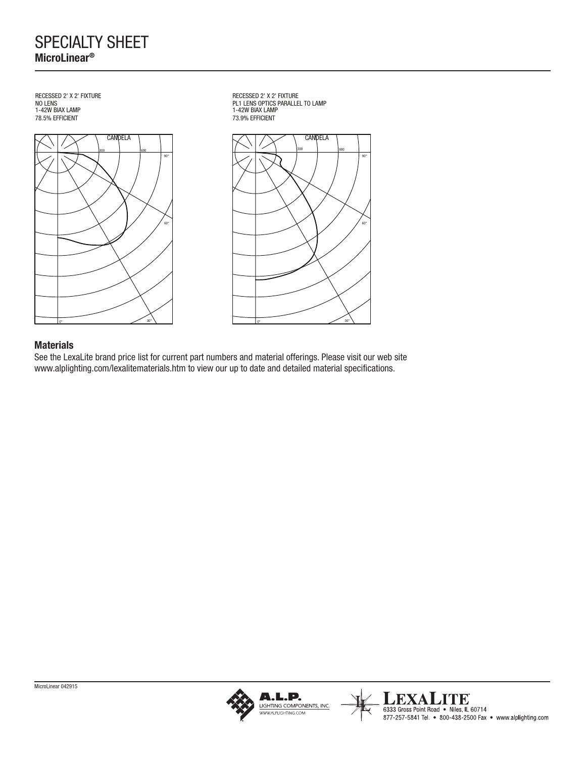# SPECIALTY SHEET
## MicroLinear®

RECESSED 2' X 2' FIXTURE
NO LENS
1-42W BIAX LAMP
78.5% EFFICIENT

CANDELA
300
600
90°
60°
0°
30°

RECESSED 2' X 2' FIXTURE
PL1 LENS OPTICS PARALLEL TO LAMP
1-42W BIAX LAMP
73.9% EFFICIENT

CANDELA
300
600
90°
60°
0°
30°

### Materials

See the LexaLite brand price list for current part numbers and material offerings. Please visit our web site www.alplighting.com/lexalitematerials.htm to view our up to date and detailed material specifications.

MicroLinear 042915

A.L.P. LIGHTING COMPONENTS, INC.
WWW.ALPLIGHTING.COM

LEXALITE
6333 Gross Point Road • Niles, IL 60714
877-257-5841 Tel. • 800-438-2500 Fax • www.alplighting.com